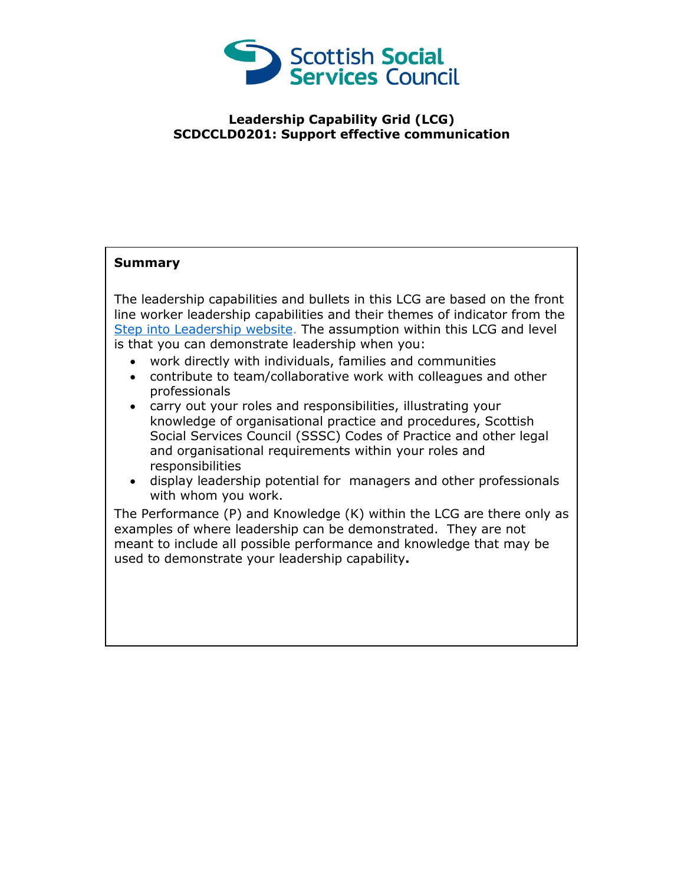Scottish Social Services Council

**Leadership Capability Grid (LCG)**
**SCDCCLD0201: Support effective communication**

**Summary**

The leadership capabilities and bullets in this LCG are based on the front line worker leadership capabilities and their themes of indicator from the Step into Leadership website. The assumption within this LCG and level is that you can demonstrate leadership when you:

- work directly with individuals, families and communities
- contribute to team/collaborative work with colleagues and other professionals
- carry out your roles and responsibilities, illustrating your knowledge of organisational practice and procedures, Scottish Social Services Council (SSSC) Codes of Practice and other legal and organisational requirements within your roles and responsibilities
- display leadership potential for managers and other professionals with whom you work.

The Performance (P) and Knowledge (K) within the LCG are there only as examples of where leadership can be demonstrated. They are not meant to include all possible performance and knowledge that may be used to demonstrate your leadership capability.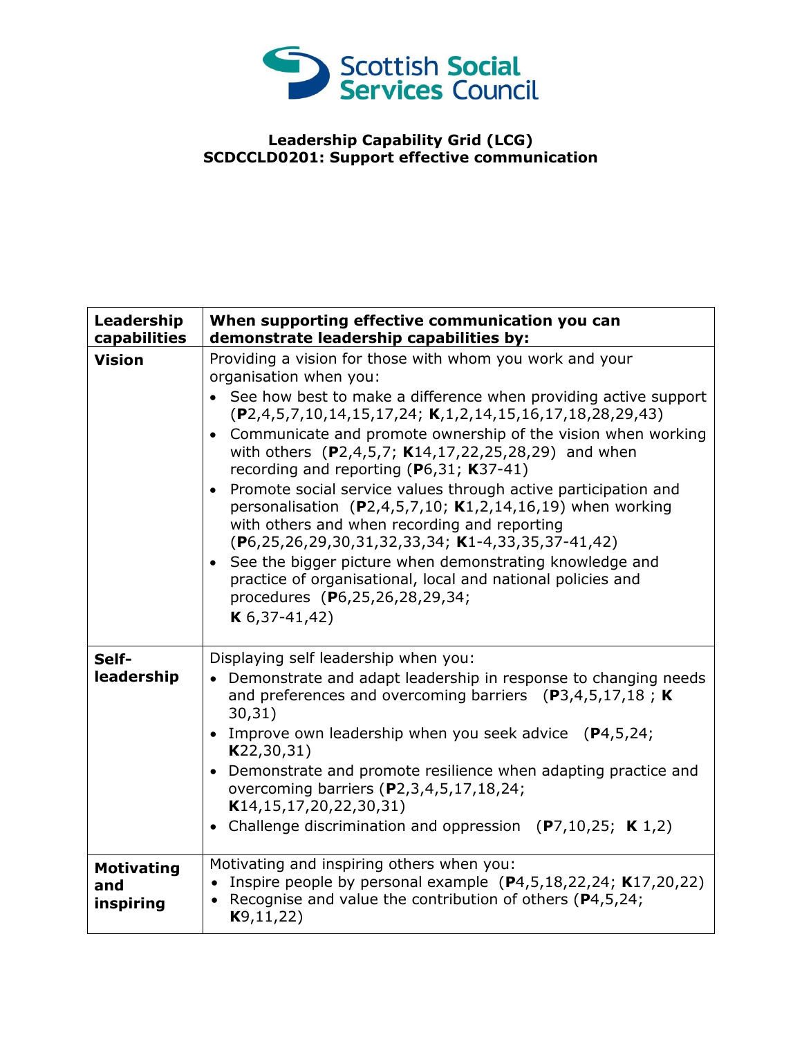**Leadership Capability Grid (LCG)**
**SCDCCLD0201: Support effective communication**

| Leadership capabilities | When supporting effective communication you can demonstrate leadership capabilities by: |
|---|---|
| **Vision** | Providing a vision for those with whom you work and your organisation when you: <br>• See how best to make a difference when providing active support (**P**2,4,5,7,10,14,15,17,24; **K**,1,2,14,15,16,17,18,28,29,43) <br>• Communicate and promote ownership of the vision when working with others (**P**2,4,5,7; **K**14,17,22,25,28,29) and when recording and reporting (**P**6,31; **K**37-41) <br>• Promote social service values through active participation and personalisation (**P**2,4,5,7,10; **K**1,2,14,16,19) when working with others and when recording and reporting (**P**6,25,26,29,30,31,32,33,34; **K**1-4,33,35,37-41,42) <br>• See the bigger picture when demonstrating knowledge and practice of organisational, local and national policies and procedures (**P**6,25,26,28,29,34; **K** 6,37-41,42) |
| **Self-leadership** | Displaying self leadership when you: <br>• Demonstrate and adapt leadership in response to changing needs and preferences and overcoming barriers (**P**3,4,5,17,18 ; **K** 30,31) <br>• Improve own leadership when you seek advice (**P**4,5,24; **K**22,30,31) <br>• Demonstrate and promote resilience when adapting practice and overcoming barriers (**P**2,3,4,5,17,18,24; **K**14,15,17,20,22,30,31) <br>• Challenge discrimination and oppression (**P**7,10,25; **K** 1,2) |
| **Motivating and inspiring** | Motivating and inspiring others when you: <br>• Inspire people by personal example (**P**4,5,18,22,24; **K**17,20,22) <br>• Recognise and value the contribution of others (**P**4,5,24; **K**9,11,22) |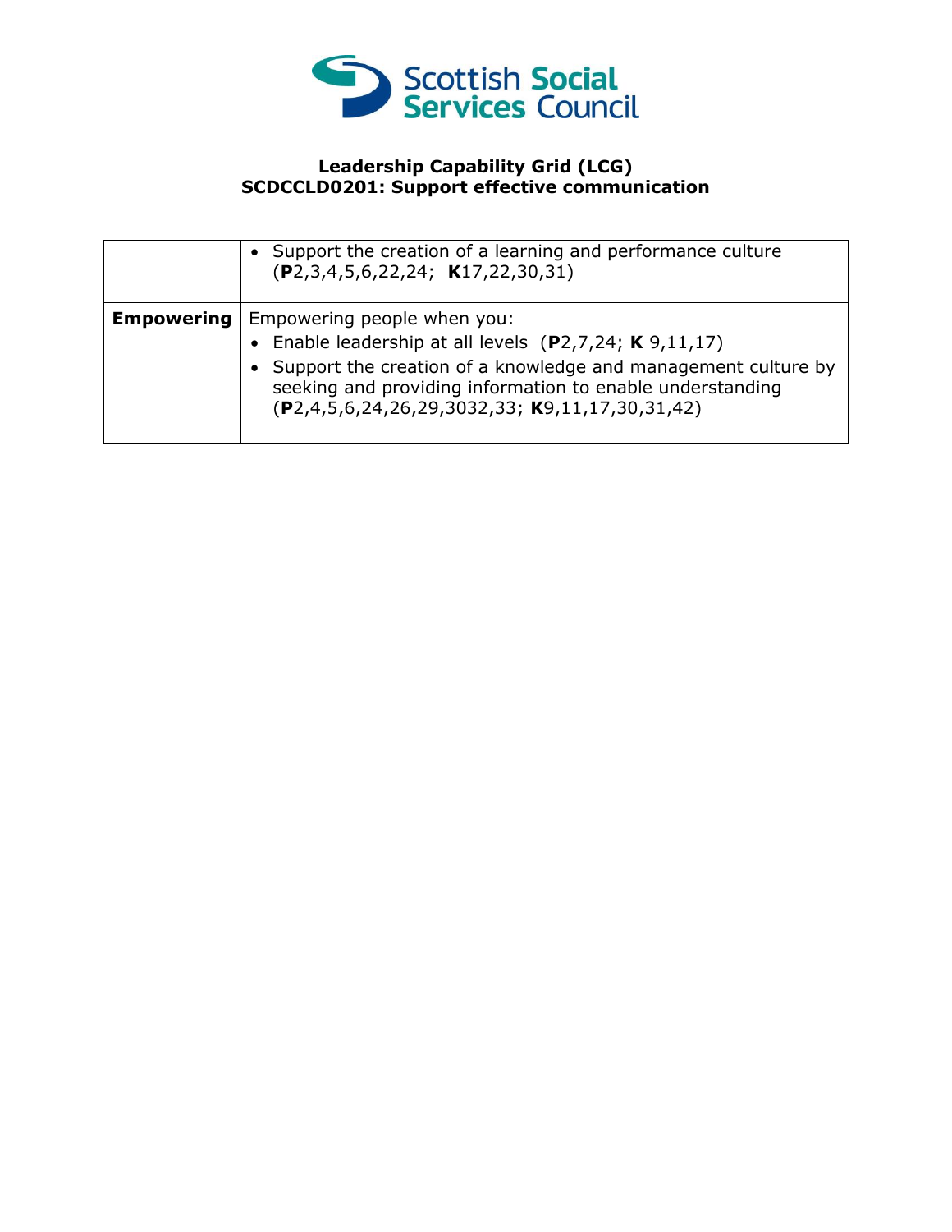**Leadership Capability Grid (LCG)**
**SCDCCLD0201: Support effective communication**

| | |
|---|---|
| | • Support the creation of a learning and performance culture (**P**2,3,4,5,6,22,24; **K**17,22,30,31) |
| **Empowering** | Empowering people when you:<br>• Enable leadership at all levels (**P**2,7,24; **K** 9,11,17)<br>• Support the creation of a knowledge and management culture by seeking and providing information to enable understanding (**P**2,4,5,6,24,26,29,3032,33; **K**9,11,17,30,31,42) |